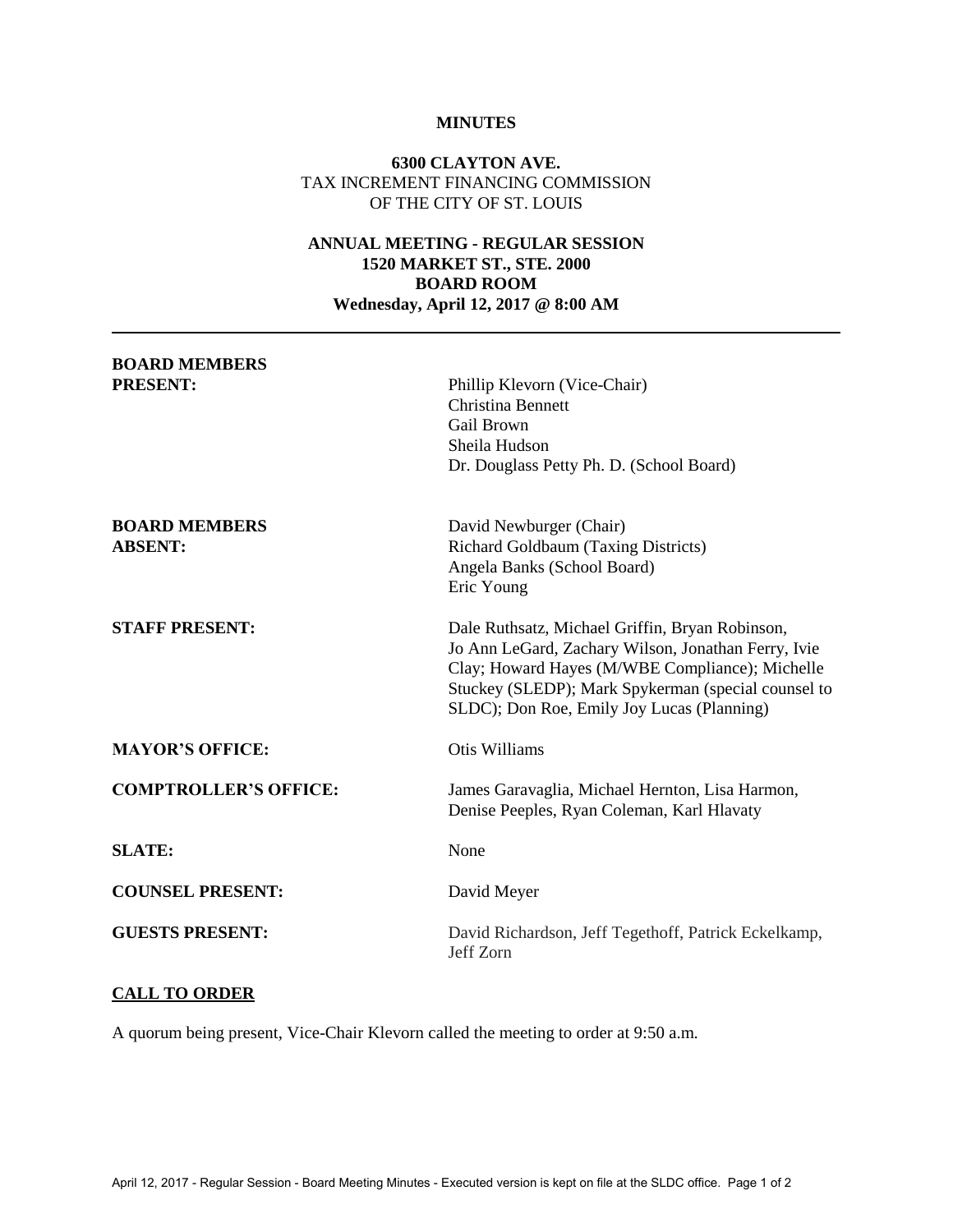**MINUTES**

**6300 CLAYTON AVE.**
TAX INCREMENT FINANCING COMMISSION
OF THE CITY OF ST. LOUIS

**ANNUAL MEETING - REGULAR SESSION**
**1520 MARKET ST., STE. 2000**
**BOARD ROOM**
**Wednesday, April 12, 2017 @ 8:00 AM**

---

**BOARD MEMBERS PRESENT:**
Phillip Klevorn (Vice-Chair)
Christina Bennett
Gail Brown
Sheila Hudson
Dr. Douglass Petty Ph. D. (School Board)

**BOARD MEMBERS ABSENT:**
David Newburger (Chair)
Richard Goldbaum (Taxing Districts)
Angela Banks (School Board)
Eric Young

**STAFF PRESENT:**
Dale Ruthsatz, Michael Griffin, Bryan Robinson, Jo Ann LeGard, Zachary Wilson, Jonathan Ferry, Ivie Clay; Howard Hayes (M/WBE Compliance); Michelle Stuckey (SLEDP); Mark Spykerman (special counsel to SLDC); Don Roe, Emily Joy Lucas (Planning)

**MAYOR'S OFFICE:**
Otis Williams

**COMPTROLLER'S OFFICE:**
James Garavaglia, Michael Hernton, Lisa Harmon, Denise Peeples, Ryan Coleman, Karl Hlavaty

**SLATE:**
None

**COUNSEL PRESENT:**
David Meyer

**GUESTS PRESENT:**
David Richardson, Jeff Tegethoff, Patrick Eckelkamp, Jeff Zorn

**CALL TO ORDER**

A quorum being present, Vice-Chair Klevorn called the meeting to order at 9:50 a.m.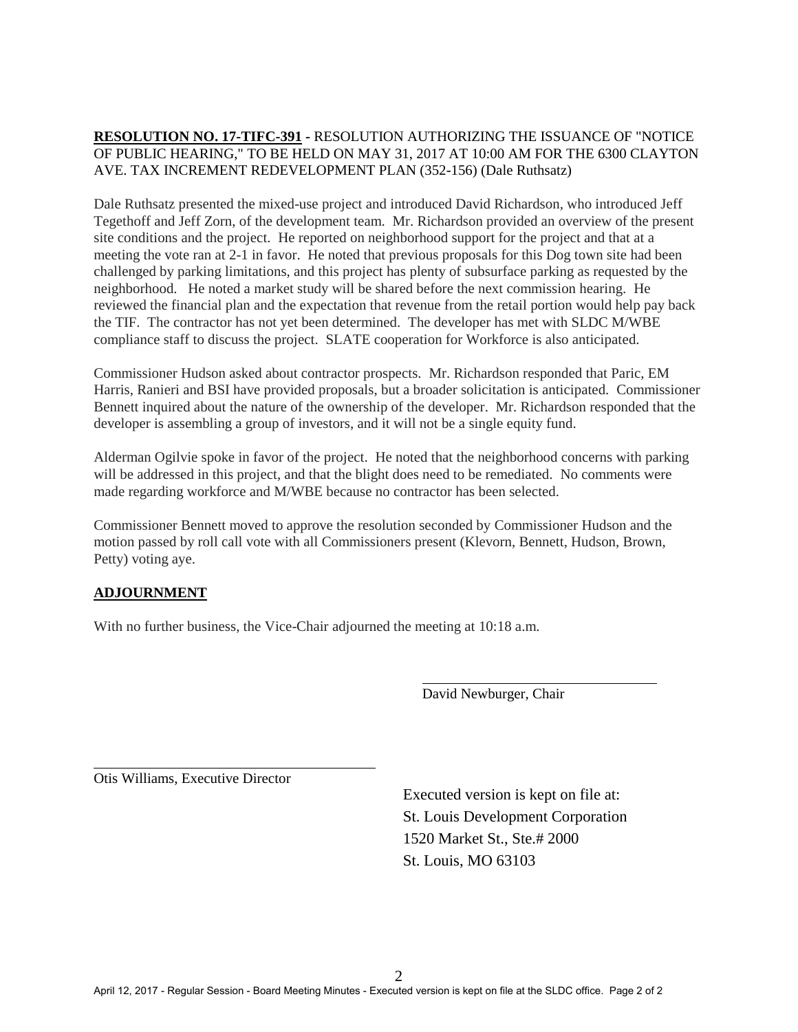**RESOLUTION NO. 17-TIFC-391** - RESOLUTION AUTHORIZING THE ISSUANCE OF "NOTICE OF PUBLIC HEARING," TO BE HELD ON MAY 31, 2017 AT 10:00 AM FOR THE 6300 CLAYTON AVE. TAX INCREMENT REDEVELOPMENT PLAN (352-156) (Dale Ruthsatz)

Dale Ruthsatz presented the mixed-use project and introduced David Richardson, who introduced Jeff Tegethoff and Jeff Zorn, of the development team. Mr. Richardson provided an overview of the present site conditions and the project. He reported on neighborhood support for the project and that at a meeting the vote ran at 2-1 in favor. He noted that previous proposals for this Dog town site had been challenged by parking limitations, and this project has plenty of subsurface parking as requested by the neighborhood. He noted a market study will be shared before the next commission hearing. He reviewed the financial plan and the expectation that revenue from the retail portion would help pay back the TIF. The contractor has not yet been determined. The developer has met with SLDC M/WBE compliance staff to discuss the project. SLATE cooperation for Workforce is also anticipated.

Commissioner Hudson asked about contractor prospects. Mr. Richardson responded that Paric, EM Harris, Ranieri and BSI have provided proposals, but a broader solicitation is anticipated. Commissioner Bennett inquired about the nature of the ownership of the developer. Mr. Richardson responded that the developer is assembling a group of investors, and it will not be a single equity fund.

Alderman Ogilvie spoke in favor of the project. He noted that the neighborhood concerns with parking will be addressed in this project, and that the blight does need to be remediated. No comments were made regarding workforce and M/WBE because no contractor has been selected.

Commissioner Bennett moved to approve the resolution seconded by Commissioner Hudson and the motion passed by roll call vote with all Commissioners present (Klevorn, Bennett, Hudson, Brown, Petty) voting aye.

## ADJOURNMENT

With no further business, the Vice-Chair adjourned the meeting at 10:18 a.m.

David Newburger, Chair

Otis Williams, Executive Director

Executed version is kept on file at:
St. Louis Development Corporation
1520 Market St., Ste.# 2000
St. Louis, MO 63103